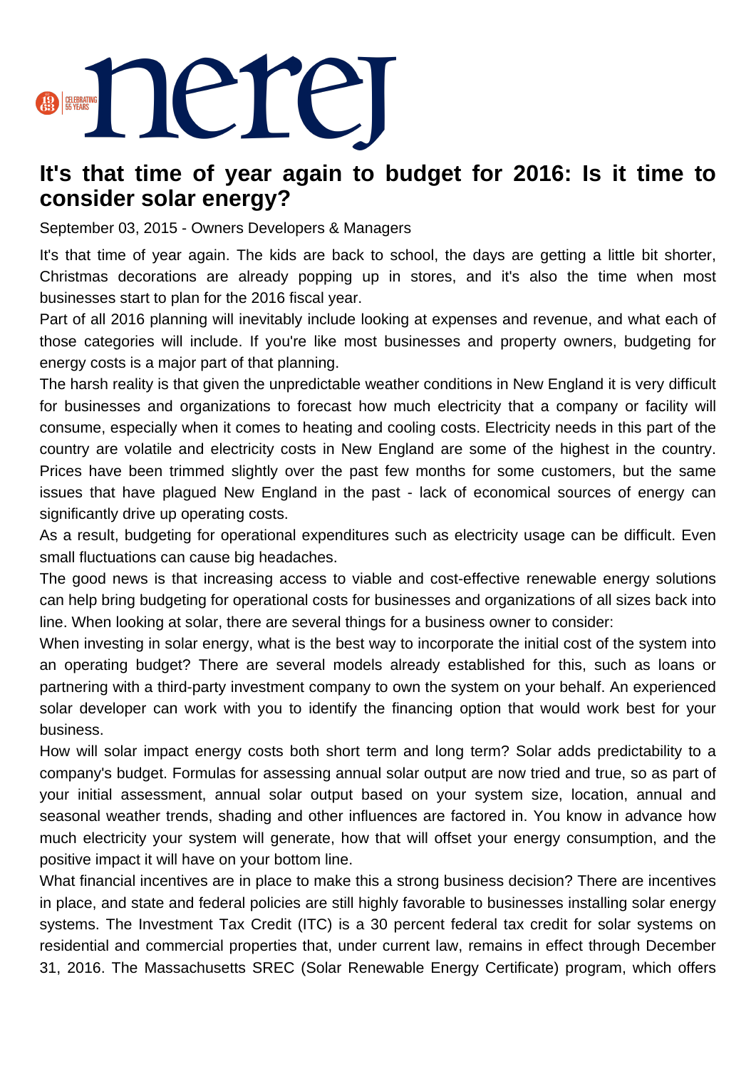# It's that time of year again to budget for 2016: Is it time to consider solar energy?

September 03, 2015 - Owners Developers & Managers

It's that time of year again. The kids are back to school, the days are getting a little bit shorter, Christmas decorations are already popping up in stores, and it's also the time when most businesses start to plan for the 2016 fiscal year.

Part of all 2016 planning will inevitably include looking at expenses and revenue, and what each of those categories will include. If you're like most businesses and property owners, budgeting for energy costs is a major part of that planning.

The harsh reality is that given the unpredictable weather conditions in New England it is very difficult for businesses and organizations to forecast how much electricity that a company or facility will consume, especially when it comes to heating and cooling costs. Electricity needs in this part of the country are volatile and electricity costs in New England are some of the highest in the country. Prices have been trimmed slightly over the past few months for some customers, but the same issues that have plagued New England in the past - lack of economical sources of energy can significantly drive up operating costs.

As a result, budgeting for operational expenditures such as electricity usage can be difficult. Even small fluctuations can cause big headaches.

The good news is that increasing access to viable and cost-effective renewable energy solutions can help bring budgeting for operational costs for businesses and organizations of all sizes back into line. When looking at solar, there are several things for a business owner to consider:

When investing in solar energy, what is the best way to incorporate the initial cost of the system into an operating budget? There are several models already established for this, such as loans or partnering with a third-party investment company to own the system on your behalf. An experienced solar developer can work with you to identify the financing option that would work best for your business.

How will solar impact energy costs both short term and long term? Solar adds predictability to a company's budget. Formulas for assessing annual solar output are now tried and true, so as part of your initial assessment, annual solar output based on your system size, location, annual and seasonal weather trends, shading and other influences are factored in. You know in advance how much electricity your system will generate, how that will offset your energy consumption, and the positive impact it will have on your bottom line.

What financial incentives are in place to make this a strong business decision? There are incentives in place, and state and federal policies are still highly favorable to businesses installing solar energy systems. The Investment Tax Credit (ITC) is a 30 percent federal tax credit for solar systems on residential and commercial properties that, under current law, remains in effect through December 31, 2016. The Massachusetts SREC (Solar Renewable Energy Certificate) program, which offers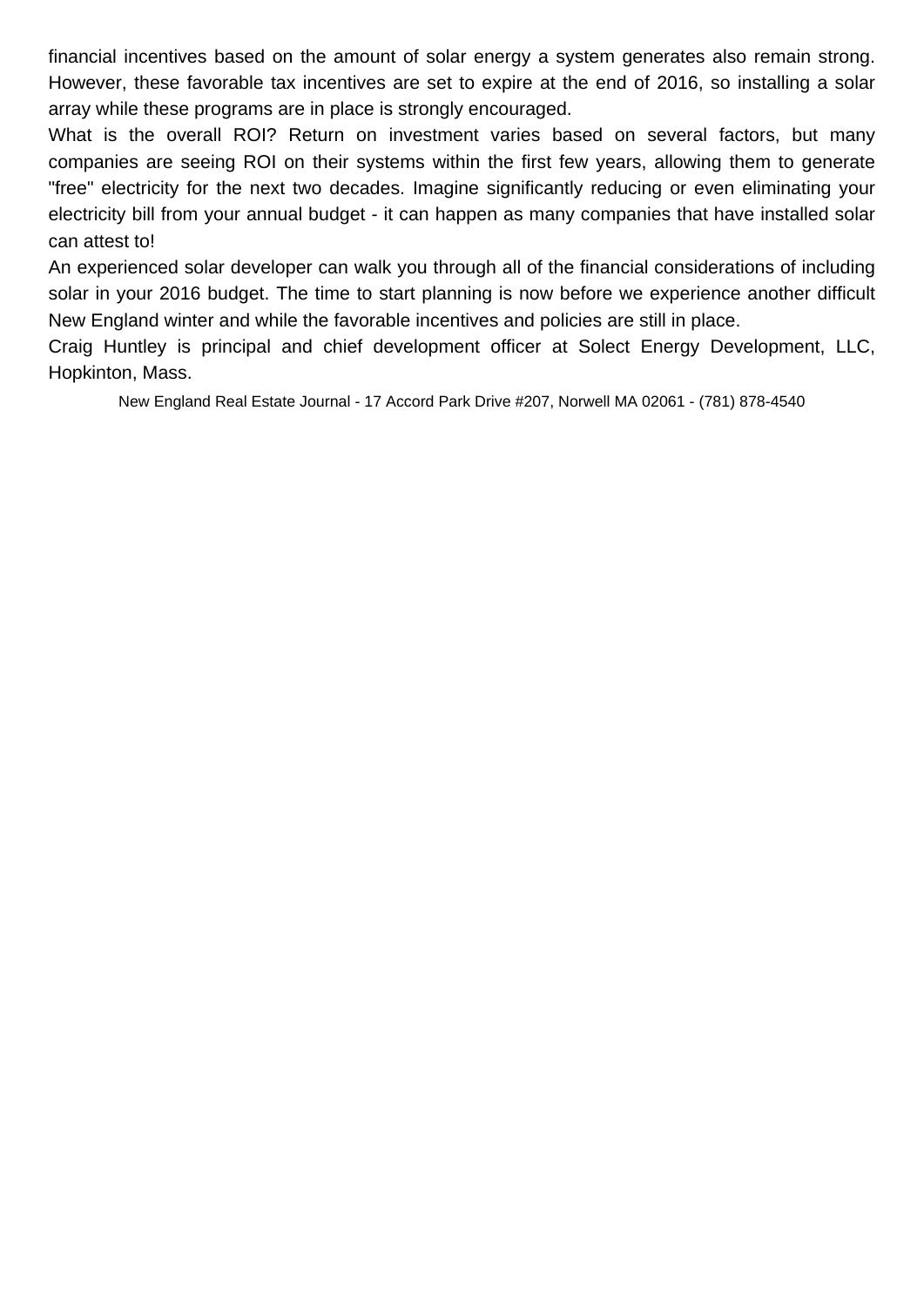financial incentives based on the amount of solar energy a system generates also remain strong. However, these favorable tax incentives are set to expire at the end of 2016, so installing a solar array while these programs are in place is strongly encouraged.

What is the overall ROI? Return on investment varies based on several factors, but many companies are seeing ROI on their systems within the first few years, allowing them to generate "free" electricity for the next two decades. Imagine significantly reducing or even eliminating your electricity bill from your annual budget - it can happen as many companies that have installed solar can attest to!

An experienced solar developer can walk you through all of the financial considerations of including solar in your 2016 budget. The time to start planning is now before we experience another difficult New England winter and while the favorable incentives and policies are still in place.

Craig Huntley is principal and chief development officer at Solect Energy Development, LLC, Hopkinton, Mass.